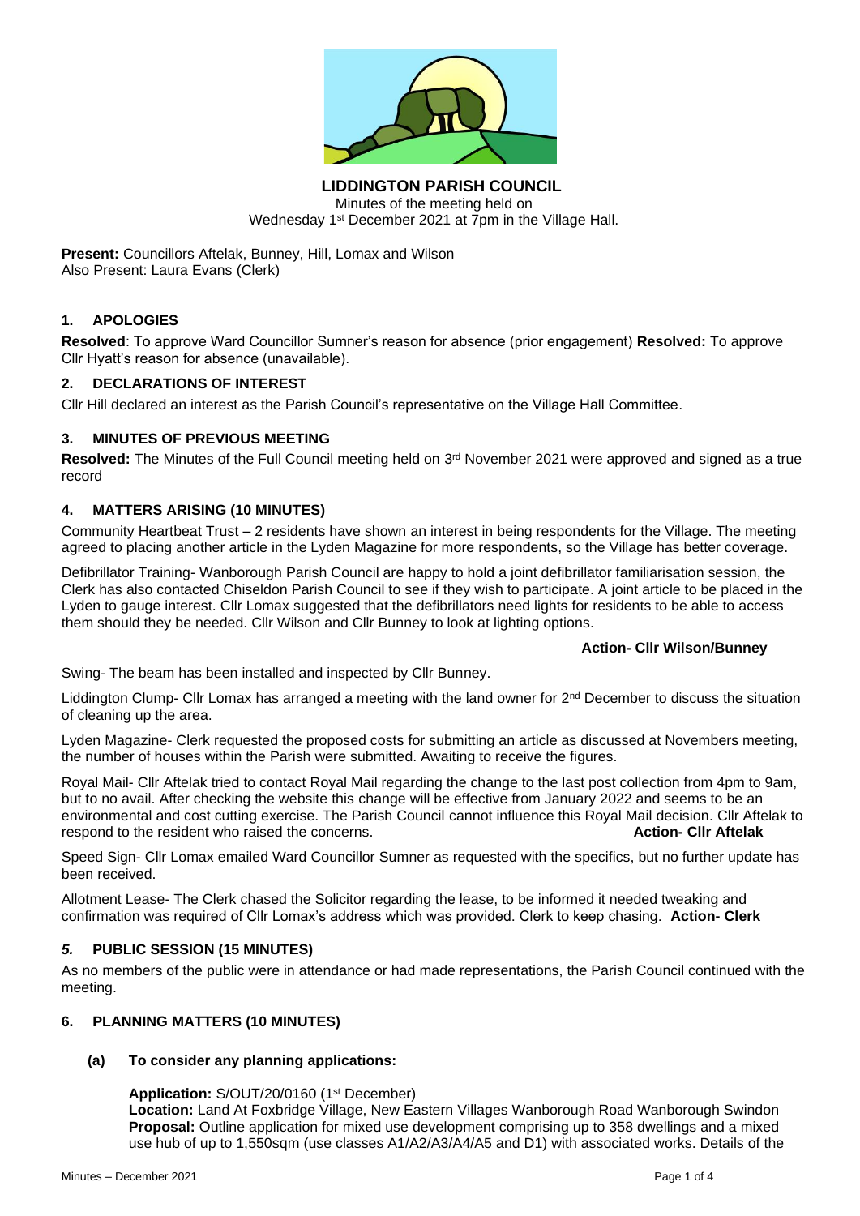# LIDDINGTON PARISH COUNCIL

Minutes of the meeting held on
Wednesday 1st December 2021 at 7pm in the Village Hall.

**Present:** Councillors Aftelak, Bunney, Hill, Lomax and Wilson
Also Present: Laura Evans (Clerk)

## 1. APOLOGIES

**Resolved**: To approve Ward Councillor Sumner's reason for absence (prior engagement) **Resolved:** To approve Cllr Hyatt's reason for absence (unavailable).

## 2. DECLARATIONS OF INTEREST

Cllr Hill declared an interest as the Parish Council's representative on the Village Hall Committee.

## 3. MINUTES OF PREVIOUS MEETING

**Resolved:** The Minutes of the Full Council meeting held on 3rd November 2021 were approved and signed as a true record

## 4. MATTERS ARISING (10 MINUTES)

Community Heartbeat Trust – 2 residents have shown an interest in being respondents for the Village. The meeting agreed to placing another article in the Lyden Magazine for more respondents, so the Village has better coverage.

Defibrillator Training- Wanborough Parish Council are happy to hold a joint defibrillator familiarisation session, the Clerk has also contacted Chiseldon Parish Council to see if they wish to participate. A joint article to be placed in the Lyden to gauge interest. Cllr Lomax suggested that the defibrillators need lights for residents to be able to access them should they be needed. Cllr Wilson and Cllr Bunney to look at lighting options.

**Action- Cllr Wilson/Bunney**

Swing- The beam has been installed and inspected by Cllr Bunney.

Liddington Clump- Cllr Lomax has arranged a meeting with the land owner for 2nd December to discuss the situation of cleaning up the area.

Lyden Magazine- Clerk requested the proposed costs for submitting an article as discussed at Novembers meeting, the number of houses within the Parish were submitted. Awaiting to receive the figures.

Royal Mail- Cllr Aftelak tried to contact Royal Mail regarding the change to the last post collection from 4pm to 9am, but to no avail. After checking the website this change will be effective from January 2022 and seems to be an environmental and cost cutting exercise. The Parish Council cannot influence this Royal Mail decision. Cllr Aftelak to respond to the resident who raised the concerns. **Action- Cllr Aftelak**

Speed Sign- Cllr Lomax emailed Ward Councillor Sumner as requested with the specifics, but no further update has been received.

Allotment Lease- The Clerk chased the Solicitor regarding the lease, to be informed it needed tweaking and confirmation was required of Cllr Lomax's address which was provided. Clerk to keep chasing. **Action- Clerk**

## *5.* PUBLIC SESSION (15 MINUTES)

As no members of the public were in attendance or had made representations, the Parish Council continued with the meeting.

## 6. PLANNING MATTERS (10 MINUTES)

### (a) To consider any planning applications:

**Application:** S/OUT/20/0160 (1st December)
**Location:** Land At Foxbridge Village, New Eastern Villages Wanborough Road Wanborough Swindon
**Proposal:** Outline application for mixed use development comprising up to 358 dwellings and a mixed use hub of up to 1,550sqm (use classes A1/A2/A3/A4/A5 and D1) with associated works. Details of the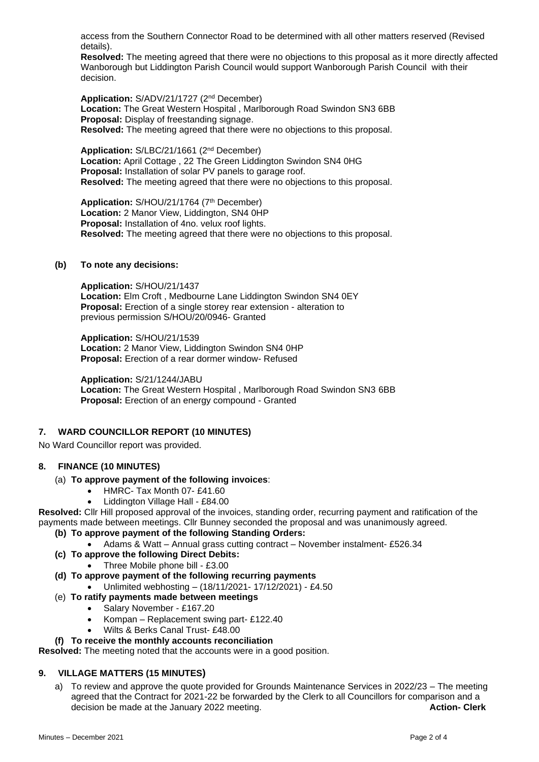access from the Southern Connector Road to be determined with all other matters reserved (Revised details).
**Resolved:** The meeting agreed that there were no objections to this proposal as it more directly affected Wanborough but Liddington Parish Council would support Wanborough Parish Council with their decision.

**Application:** S/ADV/21/1727 (2nd December)
**Location:** The Great Western Hospital , Marlborough Road Swindon SN3 6BB
**Proposal:** Display of freestanding signage.
**Resolved:** The meeting agreed that there were no objections to this proposal.

**Application:** S/LBC/21/1661 (2nd December)
**Location:** April Cottage , 22 The Green Liddington Swindon SN4 0HG
**Proposal:** Installation of solar PV panels to garage roof.
**Resolved:** The meeting agreed that there were no objections to this proposal.

**Application:** S/HOU/21/1764 (7th December)
**Location:** 2 Manor View, Liddington, SN4 0HP
**Proposal:** Installation of 4no. velux roof lights.
**Resolved:** The meeting agreed that there were no objections to this proposal.

**(b) To note any decisions:**

**Application:** S/HOU/21/1437
**Location:** Elm Croft , Medbourne Lane Liddington Swindon SN4 0EY
**Proposal:** Erection of a single storey rear extension - alteration to previous permission S/HOU/20/0946- Granted

**Application:** S/HOU/21/1539
**Location:** 2 Manor View, Liddington Swindon SN4 0HP
**Proposal:** Erection of a rear dormer window- Refused

**Application:** S/21/1244/JABU
**Location:** The Great Western Hospital , Marlborough Road Swindon SN3 6BB
**Proposal:** Erection of an energy compound - Granted

## 7. WARD COUNCILLOR REPORT (10 MINUTES)

No Ward Councillor report was provided.

## 8. FINANCE (10 MINUTES)

(a) **To approve payment of the following invoices**:
- HMRC- Tax Month 07- £41.60
- Liddington Village Hall - £84.00

**Resolved:** Cllr Hill proposed approval of the invoices, standing order, recurring payment and ratification of the payments made between meetings. Cllr Bunney seconded the proposal and was unanimously agreed.

**(b) To approve payment of the following Standing Orders:**
- Adams & Watt – Annual grass cutting contract – November instalment- £526.34

**(c) To approve the following Direct Debits:**
- Three Mobile phone bill - £3.00

**(d) To approve payment of the following recurring payments**
- Unlimited webhosting – (18/11/2021- 17/12/2021) - £4.50

(e) **To ratify payments made between meetings**
- Salary November - £167.20
- Kompan – Replacement swing part- £122.40
- Wilts & Berks Canal Trust- £48.00

**(f) To receive the monthly accounts reconciliation**

**Resolved:** The meeting noted that the accounts were in a good position.

## 9. VILLAGE MATTERS (15 MINUTES)

a) To review and approve the quote provided for Grounds Maintenance Services in 2022/23 – The meeting agreed that the Contract for 2021-22 be forwarded by the Clerk to all Councillors for comparison and a decision be made at the January 2022 meeting. **Action- Clerk**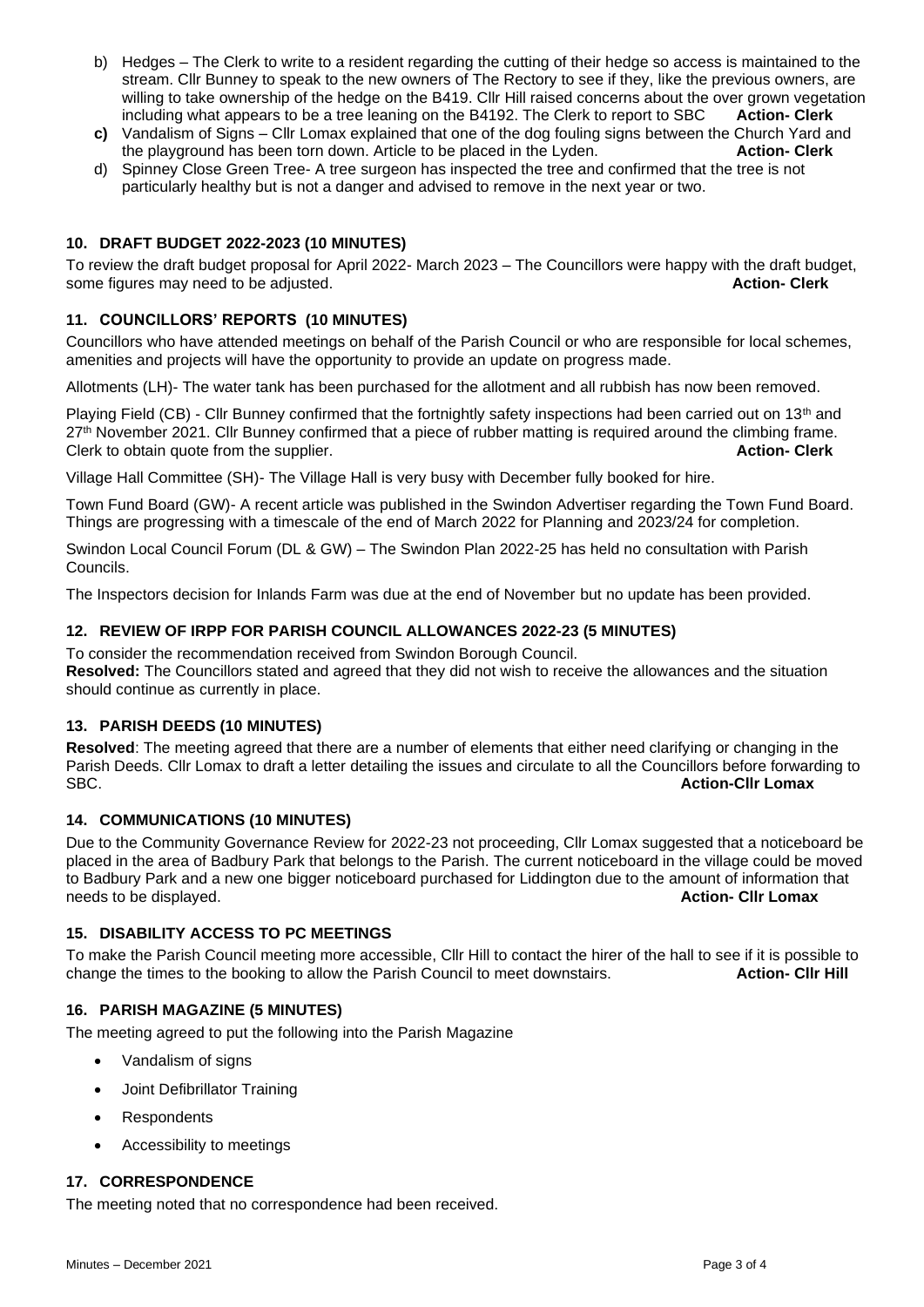b) Hedges – The Clerk to write to a resident regarding the cutting of their hedge so access is maintained to the stream. Cllr Bunney to speak to the new owners of The Rectory to see if they, like the previous owners, are willing to take ownership of the hedge on the B419. Cllr Hill raised concerns about the over grown vegetation including what appears to be a tree leaning on the B4192. The Clerk to report to SBC **Action- Clerk**

**c)** Vandalism of Signs – Cllr Lomax explained that one of the dog fouling signs between the Church Yard and the playground has been torn down. Article to be placed in the Lyden. **Action- Clerk**

d) Spinney Close Green Tree- A tree surgeon has inspected the tree and confirmed that the tree is not particularly healthy but is not a danger and advised to remove in the next year or two.

### 10. DRAFT BUDGET 2022-2023 (10 MINUTES)

To review the draft budget proposal for April 2022- March 2023 – The Councillors were happy with the draft budget, some figures may need to be adjusted. **Action- Clerk**

### 11. COUNCILLORS' REPORTS (10 MINUTES)

Councillors who have attended meetings on behalf of the Parish Council or who are responsible for local schemes, amenities and projects will have the opportunity to provide an update on progress made.

Allotments (LH)- The water tank has been purchased for the allotment and all rubbish has now been removed.

Playing Field (CB) - Cllr Bunney confirmed that the fortnightly safety inspections had been carried out on 13th and 27th November 2021. Cllr Bunney confirmed that a piece of rubber matting is required around the climbing frame. Clerk to obtain quote from the supplier. **Action- Clerk**

Village Hall Committee (SH)- The Village Hall is very busy with December fully booked for hire.

Town Fund Board (GW)- A recent article was published in the Swindon Advertiser regarding the Town Fund Board. Things are progressing with a timescale of the end of March 2022 for Planning and 2023/24 for completion.

Swindon Local Council Forum (DL & GW) – The Swindon Plan 2022-25 has held no consultation with Parish Councils.

The Inspectors decision for Inlands Farm was due at the end of November but no update has been provided.

### 12. REVIEW OF IRPP FOR PARISH COUNCIL ALLOWANCES 2022-23 (5 MINUTES)

To consider the recommendation received from Swindon Borough Council.
**Resolved:** The Councillors stated and agreed that they did not wish to receive the allowances and the situation should continue as currently in place.

### 13. PARISH DEEDS (10 MINUTES)

**Resolved**: The meeting agreed that there are a number of elements that either need clarifying or changing in the Parish Deeds. Cllr Lomax to draft a letter detailing the issues and circulate to all the Councillors before forwarding to SBC. **Action-Cllr Lomax**

### 14. COMMUNICATIONS (10 MINUTES)

Due to the Community Governance Review for 2022-23 not proceeding, Cllr Lomax suggested that a noticeboard be placed in the area of Badbury Park that belongs to the Parish. The current noticeboard in the village could be moved to Badbury Park and a new one bigger noticeboard purchased for Liddington due to the amount of information that needs to be displayed. **Action- Cllr Lomax**

### 15. DISABILITY ACCESS TO PC MEETINGS

To make the Parish Council meeting more accessible, Cllr Hill to contact the hirer of the hall to see if it is possible to change the times to the booking to allow the Parish Council to meet downstairs. **Action- Cllr Hill**

### 16. PARISH MAGAZINE (5 MINUTES)

The meeting agreed to put the following into the Parish Magazine

- Vandalism of signs
- Joint Defibrillator Training
- Respondents
- Accessibility to meetings

### 17. CORRESPONDENCE

The meeting noted that no correspondence had been received.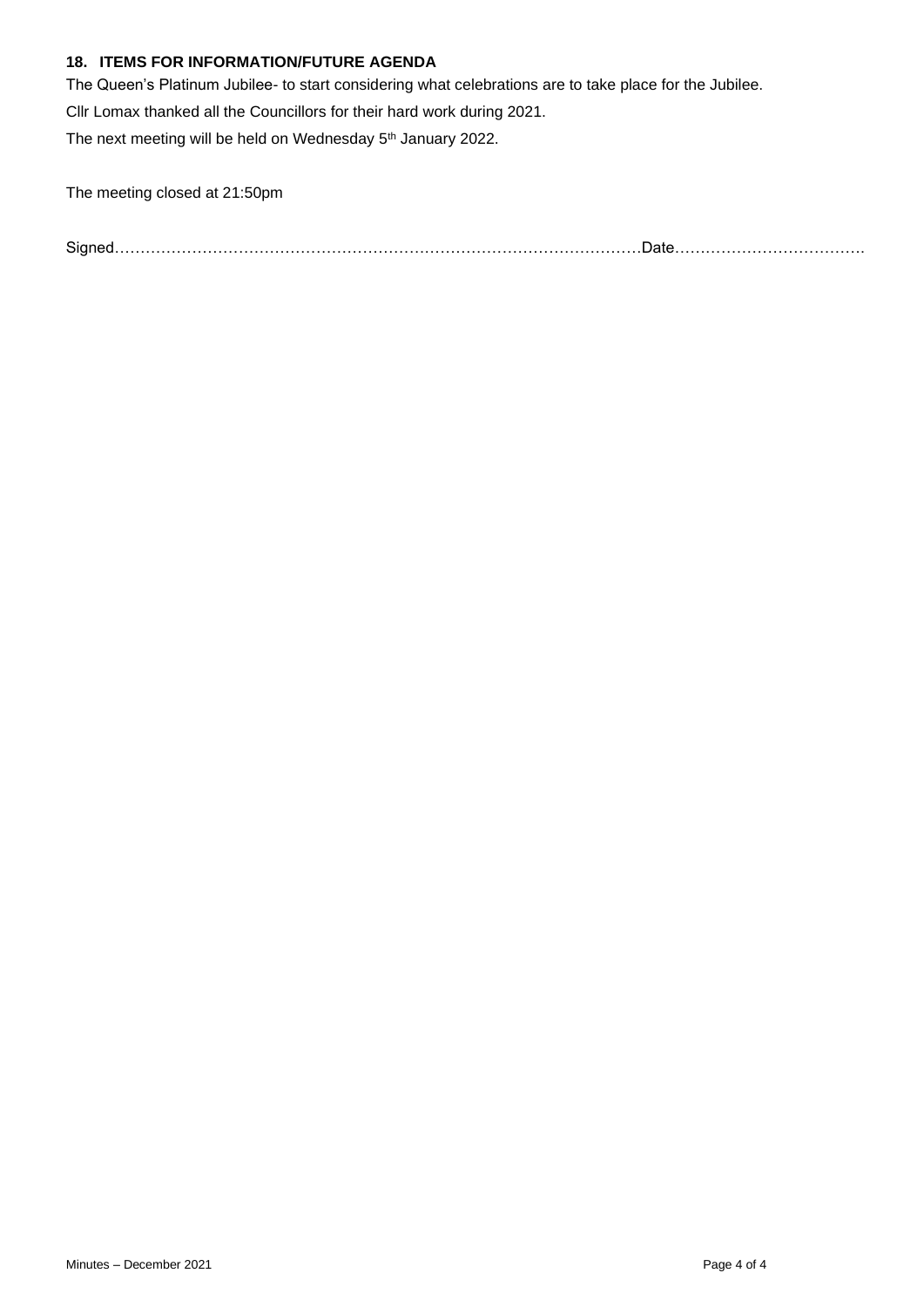## 18. ITEMS FOR INFORMATION/FUTURE AGENDA

The Queen's Platinum Jubilee- to start considering what celebrations are to take place for the Jubilee.

Cllr Lomax thanked all the Councillors for their hard work during 2021.

The next meeting will be held on Wednesday 5th January 2022.

The meeting closed at 21:50pm

Signed……………………………………………………………………………………….Date………………………………